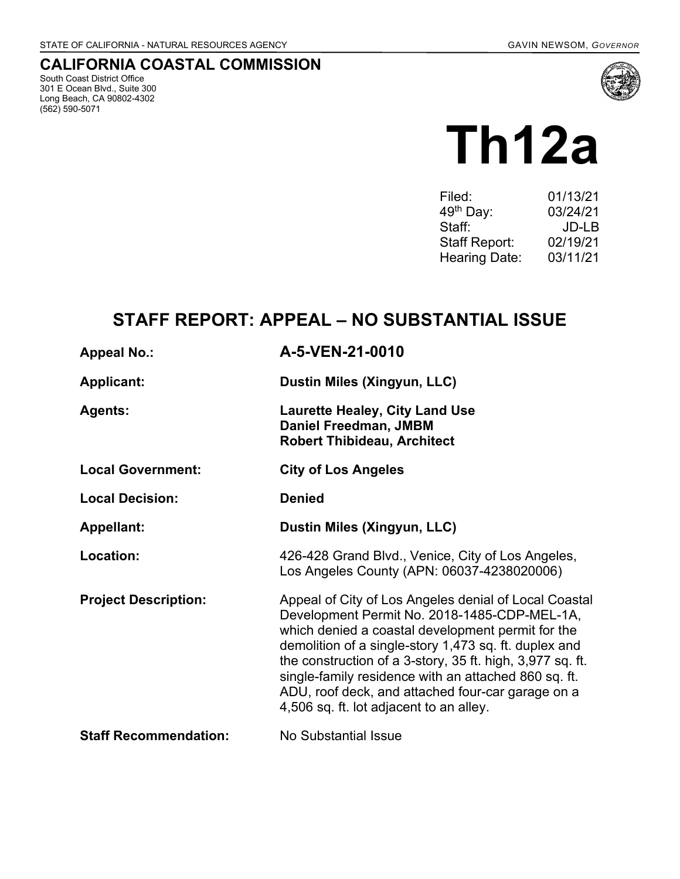STATE OF CALIFORNIA - NATURAL RESOURCES AGENCY GAVIN NEWSOM, *GOVERNOR*

**CALIFORNIA COASTAL COMMISSION**
South Coast District Office
301 E Ocean Blvd., Suite 300
Long Beach, CA 90802-4302
(562) 590-5071

# Th12a

| | |
|---|---|
| Filed: | 01/13/21 |
| 49th Day: | 03/24/21 |
| Staff: | JD-LB |
| Staff Report: | 02/19/21 |
| Hearing Date: | 03/11/21 |

## STAFF REPORT: APPEAL – NO SUBSTANTIAL ISSUE

| | |
|---|---|
| **Appeal No.:** | **A-5-VEN-21-0010** |
| **Applicant:** | **Dustin Miles (Xingyun, LLC)** |
| **Agents:** | **Laurette Healey, City Land Use**<br>**Daniel Freedman, JMBM**<br>**Robert Thibideau, Architect** |
| **Local Government:** | **City of Los Angeles** |
| **Local Decision:** | **Denied** |
| **Appellant:** | **Dustin Miles (Xingyun, LLC)** |
| **Location:** | 426-428 Grand Blvd., Venice, City of Los Angeles, Los Angeles County (APN: 06037-4238020006) |
| **Project Description:** | Appeal of City of Los Angeles denial of Local Coastal Development Permit No. 2018-1485-CDP-MEL-1A, which denied a coastal development permit for the demolition of a single-story 1,473 sq. ft. duplex and the construction of a 3-story, 35 ft. high, 3,977 sq. ft. single-family residence with an attached 860 sq. ft. ADU, roof deck, and attached four-car garage on a 4,506 sq. ft. lot adjacent to an alley. |
| **Staff Recommendation:** | No Substantial Issue |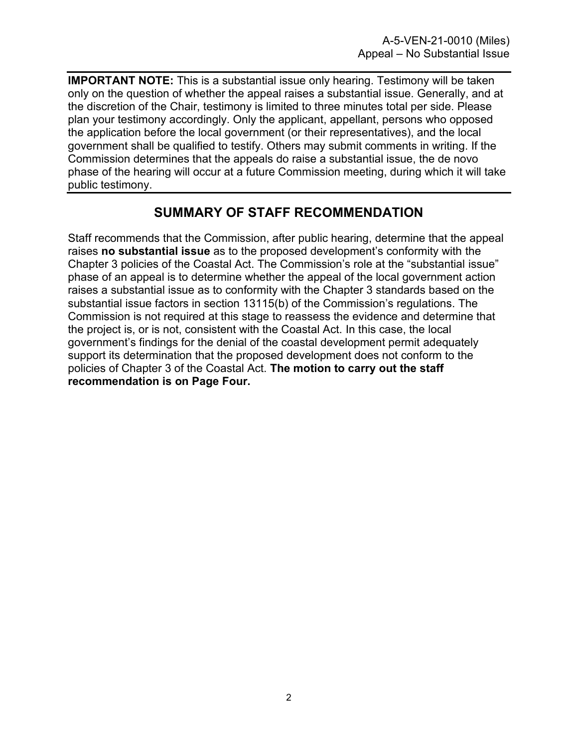**IMPORTANT NOTE:** This is a substantial issue only hearing. Testimony will be taken only on the question of whether the appeal raises a substantial issue. Generally, and at the discretion of the Chair, testimony is limited to three minutes total per side. Please plan your testimony accordingly. Only the applicant, appellant, persons who opposed the application before the local government (or their representatives), and the local government shall be qualified to testify. Others may submit comments in writing. If the Commission determines that the appeals do raise a substantial issue, the de novo phase of the hearing will occur at a future Commission meeting, during which it will take public testimony.

## SUMMARY OF STAFF RECOMMENDATION

Staff recommends that the Commission, after public hearing, determine that the appeal raises **no substantial issue** as to the proposed development's conformity with the Chapter 3 policies of the Coastal Act. The Commission's role at the "substantial issue" phase of an appeal is to determine whether the appeal of the local government action raises a substantial issue as to conformity with the Chapter 3 standards based on the substantial issue factors in section 13115(b) of the Commission's regulations. The Commission is not required at this stage to reassess the evidence and determine that the project is, or is not, consistent with the Coastal Act. In this case, the local government's findings for the denial of the coastal development permit adequately support its determination that the proposed development does not conform to the policies of Chapter 3 of the Coastal Act. **The motion to carry out the staff recommendation is on Page Four.**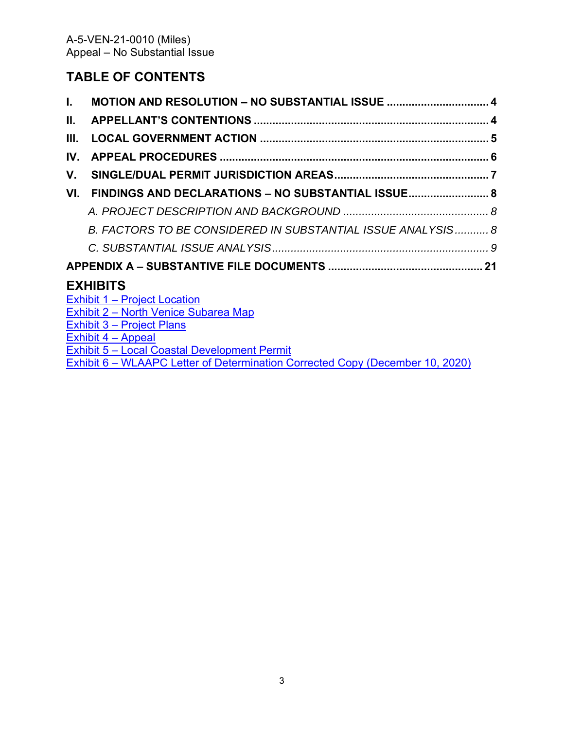## TABLE OF CONTENTS

**I. MOTION AND RESOLUTION – NO SUBSTANTIAL ISSUE ................................ 4**

**II. APPELLANT'S CONTENTIONS ........................................................................ 4**

**III. LOCAL GOVERNMENT ACTION ..................................................................... 5**

**IV. APPEAL PROCEDURES .................................................................................. 6**

**V. SINGLE/DUAL PERMIT JURISDICTION AREAS.............................................. 7**

**VI. FINDINGS AND DECLARATIONS – NO SUBSTANTIAL ISSUE......................... 8**

*A. PROJECT DESCRIPTION AND BACKGROUND ............................................... 8*

*B. FACTORS TO BE CONSIDERED IN SUBSTANTIAL ISSUE ANALYSIS........... 8*

*C. SUBSTANTIAL ISSUE ANALYSIS...................................................................... 9*

**APPENDIX A – SUBSTANTIVE FILE DOCUMENTS ............................................... 21**

## EXHIBITS

Exhibit 1 – Project Location
Exhibit 2 – North Venice Subarea Map
Exhibit 3 – Project Plans
Exhibit 4 – Appeal
Exhibit 5 – Local Coastal Development Permit
Exhibit 6 – WLAAPC Letter of Determination Corrected Copy (December 10, 2020)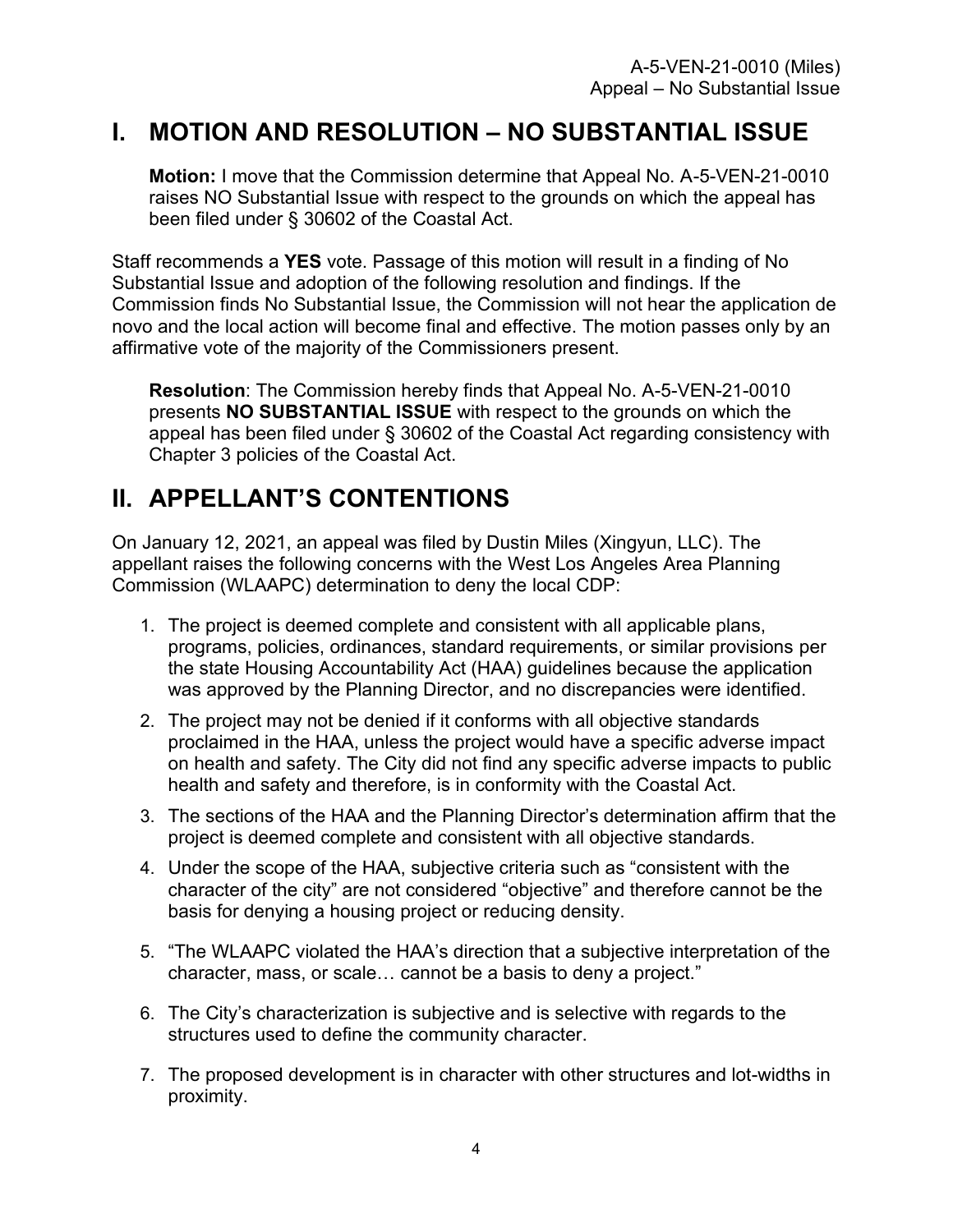# I. MOTION AND RESOLUTION – NO SUBSTANTIAL ISSUE

> **Motion:** I move that the Commission determine that Appeal No. A-5-VEN-21-0010 raises NO Substantial Issue with respect to the grounds on which the appeal has been filed under § 30602 of the Coastal Act.

Staff recommends a **YES** vote. Passage of this motion will result in a finding of No Substantial Issue and adoption of the following resolution and findings. If the Commission finds No Substantial Issue, the Commission will not hear the application de novo and the local action will become final and effective. The motion passes only by an affirmative vote of the majority of the Commissioners present.

> **Resolution**: The Commission hereby finds that Appeal No. A-5-VEN-21-0010 presents **NO SUBSTANTIAL ISSUE** with respect to the grounds on which the appeal has been filed under § 30602 of the Coastal Act regarding consistency with Chapter 3 policies of the Coastal Act.

# II. APPELLANT'S CONTENTIONS

On January 12, 2021, an appeal was filed by Dustin Miles (Xingyun, LLC). The appellant raises the following concerns with the West Los Angeles Area Planning Commission (WLAAPC) determination to deny the local CDP:

1. The project is deemed complete and consistent with all applicable plans, programs, policies, ordinances, standard requirements, or similar provisions per the state Housing Accountability Act (HAA) guidelines because the application was approved by the Planning Director, and no discrepancies were identified.
2. The project may not be denied if it conforms with all objective standards proclaimed in the HAA, unless the project would have a specific adverse impact on health and safety. The City did not find any specific adverse impacts to public health and safety and therefore, is in conformity with the Coastal Act.
3. The sections of the HAA and the Planning Director's determination affirm that the project is deemed complete and consistent with all objective standards.
4. Under the scope of the HAA, subjective criteria such as "consistent with the character of the city" are not considered "objective" and therefore cannot be the basis for denying a housing project or reducing density.
5. "The WLAAPC violated the HAA's direction that a subjective interpretation of the character, mass, or scale… cannot be a basis to deny a project."
6. The City's characterization is subjective and is selective with regards to the structures used to define the community character.
7. The proposed development is in character with other structures and lot-widths in proximity.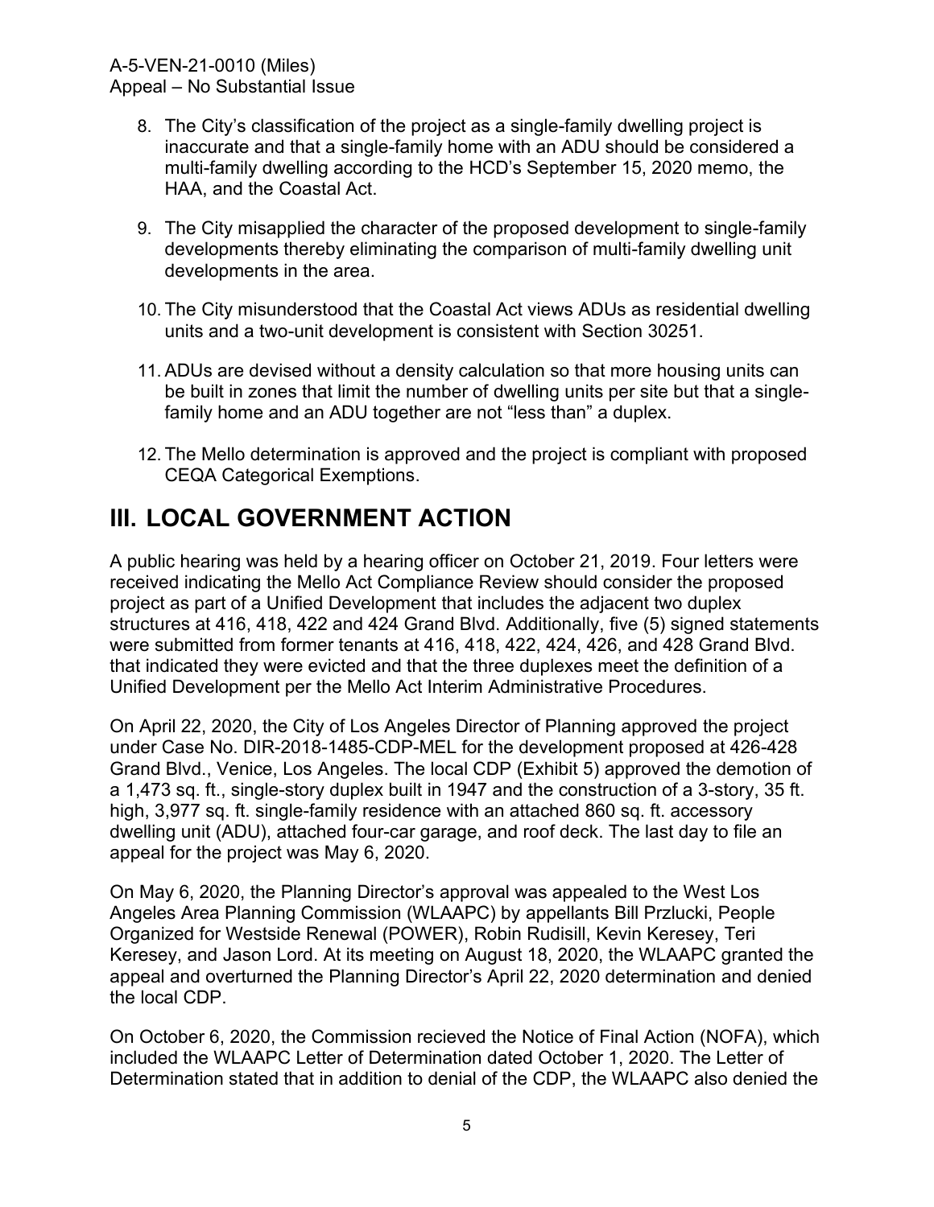8. The City's classification of the project as a single-family dwelling project is inaccurate and that a single-family home with an ADU should be considered a multi-family dwelling according to the HCD's September 15, 2020 memo, the HAA, and the Coastal Act.

9. The City misapplied the character of the proposed development to single-family developments thereby eliminating the comparison of multi-family dwelling unit developments in the area.

10. The City misunderstood that the Coastal Act views ADUs as residential dwelling units and a two-unit development is consistent with Section 30251.

11. ADUs are devised without a density calculation so that more housing units can be built in zones that limit the number of dwelling units per site but that a single-family home and an ADU together are not "less than" a duplex.

12. The Mello determination is approved and the project is compliant with proposed CEQA Categorical Exemptions.

# III. LOCAL GOVERNMENT ACTION

A public hearing was held by a hearing officer on October 21, 2019. Four letters were received indicating the Mello Act Compliance Review should consider the proposed project as part of a Unified Development that includes the adjacent two duplex structures at 416, 418, 422 and 424 Grand Blvd. Additionally, five (5) signed statements were submitted from former tenants at 416, 418, 422, 424, 426, and 428 Grand Blvd. that indicated they were evicted and that the three duplexes meet the definition of a Unified Development per the Mello Act Interim Administrative Procedures.

On April 22, 2020, the City of Los Angeles Director of Planning approved the project under Case No. DIR-2018-1485-CDP-MEL for the development proposed at 426-428 Grand Blvd., Venice, Los Angeles. The local CDP (Exhibit 5) approved the demotion of a 1,473 sq. ft., single-story duplex built in 1947 and the construction of a 3-story, 35 ft. high, 3,977 sq. ft. single-family residence with an attached 860 sq. ft. accessory dwelling unit (ADU), attached four-car garage, and roof deck. The last day to file an appeal for the project was May 6, 2020.

On May 6, 2020, the Planning Director's approval was appealed to the West Los Angeles Area Planning Commission (WLAAPC) by appellants Bill Przlucki, People Organized for Westside Renewal (POWER), Robin Rudisill, Kevin Keresey, Teri Keresey, and Jason Lord. At its meeting on August 18, 2020, the WLAAPC granted the appeal and overturned the Planning Director's April 22, 2020 determination and denied the local CDP.

On October 6, 2020, the Commission recieved the Notice of Final Action (NOFA), which included the WLAAPC Letter of Determination dated October 1, 2020. The Letter of Determination stated that in addition to denial of the CDP, the WLAAPC also denied the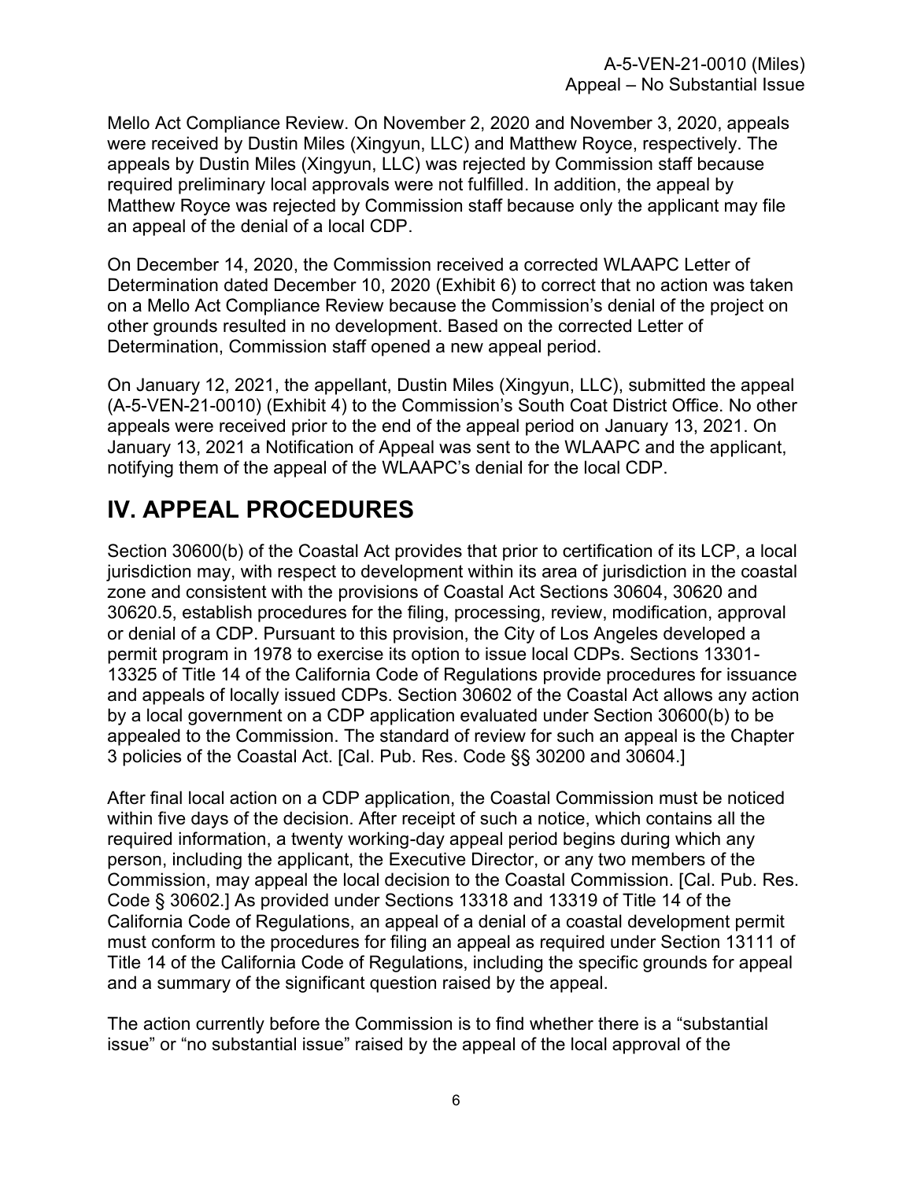Mello Act Compliance Review. On November 2, 2020 and November 3, 2020, appeals were received by Dustin Miles (Xingyun, LLC) and Matthew Royce, respectively. The appeals by Dustin Miles (Xingyun, LLC) was rejected by Commission staff because required preliminary local approvals were not fulfilled. In addition, the appeal by Matthew Royce was rejected by Commission staff because only the applicant may file an appeal of the denial of a local CDP.

On December 14, 2020, the Commission received a corrected WLAAPC Letter of Determination dated December 10, 2020 (Exhibit 6) to correct that no action was taken on a Mello Act Compliance Review because the Commission's denial of the project on other grounds resulted in no development. Based on the corrected Letter of Determination, Commission staff opened a new appeal period.

On January 12, 2021, the appellant, Dustin Miles (Xingyun, LLC), submitted the appeal (A-5-VEN-21-0010) (Exhibit 4) to the Commission's South Coat District Office. No other appeals were received prior to the end of the appeal period on January 13, 2021. On January 13, 2021 a Notification of Appeal was sent to the WLAAPC and the applicant, notifying them of the appeal of the WLAAPC's denial for the local CDP.

# IV. APPEAL PROCEDURES

Section 30600(b) of the Coastal Act provides that prior to certification of its LCP, a local jurisdiction may, with respect to development within its area of jurisdiction in the coastal zone and consistent with the provisions of Coastal Act Sections 30604, 30620 and 30620.5, establish procedures for the filing, processing, review, modification, approval or denial of a CDP. Pursuant to this provision, the City of Los Angeles developed a permit program in 1978 to exercise its option to issue local CDPs. Sections 13301-13325 of Title 14 of the California Code of Regulations provide procedures for issuance and appeals of locally issued CDPs. Section 30602 of the Coastal Act allows any action by a local government on a CDP application evaluated under Section 30600(b) to be appealed to the Commission. The standard of review for such an appeal is the Chapter 3 policies of the Coastal Act. [Cal. Pub. Res. Code §§ 30200 and 30604.]

After final local action on a CDP application, the Coastal Commission must be noticed within five days of the decision. After receipt of such a notice, which contains all the required information, a twenty working-day appeal period begins during which any person, including the applicant, the Executive Director, or any two members of the Commission, may appeal the local decision to the Coastal Commission. [Cal. Pub. Res. Code § 30602.] As provided under Sections 13318 and 13319 of Title 14 of the California Code of Regulations, an appeal of a denial of a coastal development permit must conform to the procedures for filing an appeal as required under Section 13111 of Title 14 of the California Code of Regulations, including the specific grounds for appeal and a summary of the significant question raised by the appeal.

The action currently before the Commission is to find whether there is a "substantial issue" or "no substantial issue" raised by the appeal of the local approval of the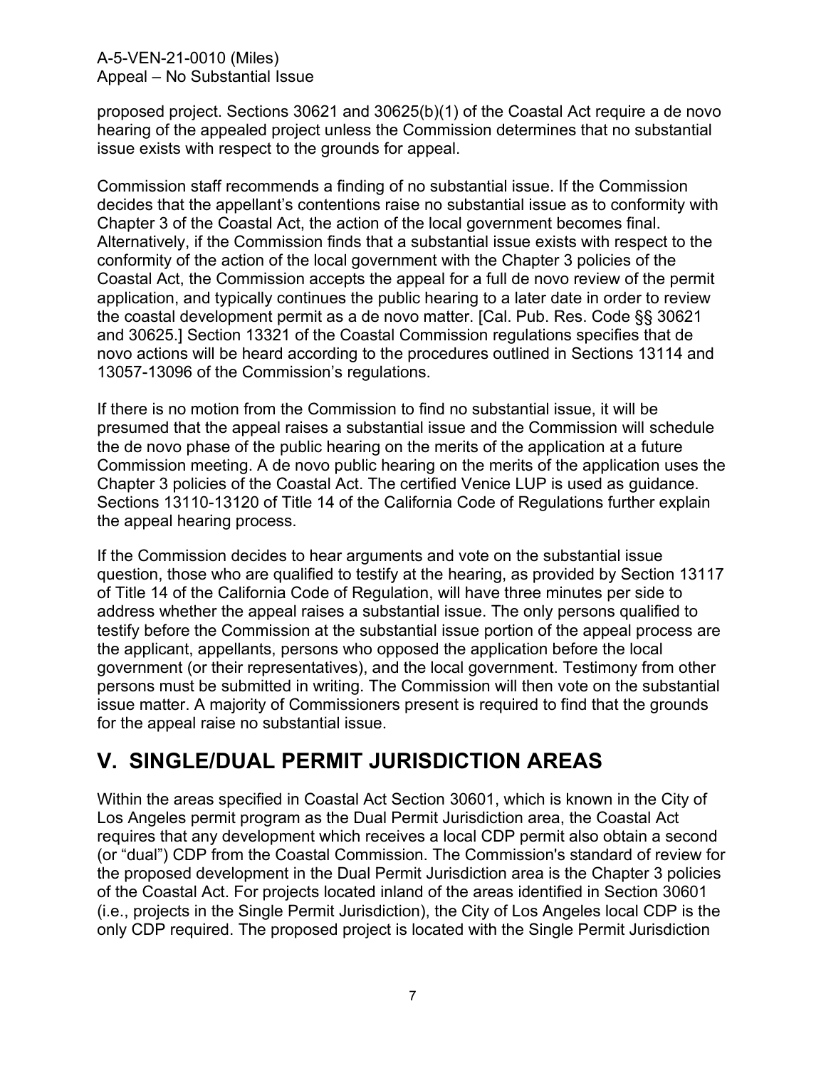proposed project. Sections 30621 and 30625(b)(1) of the Coastal Act require a de novo hearing of the appealed project unless the Commission determines that no substantial issue exists with respect to the grounds for appeal.

Commission staff recommends a finding of no substantial issue. If the Commission decides that the appellant's contentions raise no substantial issue as to conformity with Chapter 3 of the Coastal Act, the action of the local government becomes final. Alternatively, if the Commission finds that a substantial issue exists with respect to the conformity of the action of the local government with the Chapter 3 policies of the Coastal Act, the Commission accepts the appeal for a full de novo review of the permit application, and typically continues the public hearing to a later date in order to review the coastal development permit as a de novo matter. [Cal. Pub. Res. Code §§ 30621 and 30625.] Section 13321 of the Coastal Commission regulations specifies that de novo actions will be heard according to the procedures outlined in Sections 13114 and 13057-13096 of the Commission's regulations.

If there is no motion from the Commission to find no substantial issue, it will be presumed that the appeal raises a substantial issue and the Commission will schedule the de novo phase of the public hearing on the merits of the application at a future Commission meeting. A de novo public hearing on the merits of the application uses the Chapter 3 policies of the Coastal Act. The certified Venice LUP is used as guidance. Sections 13110-13120 of Title 14 of the California Code of Regulations further explain the appeal hearing process.

If the Commission decides to hear arguments and vote on the substantial issue question, those who are qualified to testify at the hearing, as provided by Section 13117 of Title 14 of the California Code of Regulation, will have three minutes per side to address whether the appeal raises a substantial issue. The only persons qualified to testify before the Commission at the substantial issue portion of the appeal process are the applicant, appellants, persons who opposed the application before the local government (or their representatives), and the local government. Testimony from other persons must be submitted in writing. The Commission will then vote on the substantial issue matter. A majority of Commissioners present is required to find that the grounds for the appeal raise no substantial issue.

# V. SINGLE/DUAL PERMIT JURISDICTION AREAS

Within the areas specified in Coastal Act Section 30601, which is known in the City of Los Angeles permit program as the Dual Permit Jurisdiction area, the Coastal Act requires that any development which receives a local CDP permit also obtain a second (or "dual") CDP from the Coastal Commission. The Commission's standard of review for the proposed development in the Dual Permit Jurisdiction area is the Chapter 3 policies of the Coastal Act. For projects located inland of the areas identified in Section 30601 (i.e., projects in the Single Permit Jurisdiction), the City of Los Angeles local CDP is the only CDP required. The proposed project is located with the Single Permit Jurisdiction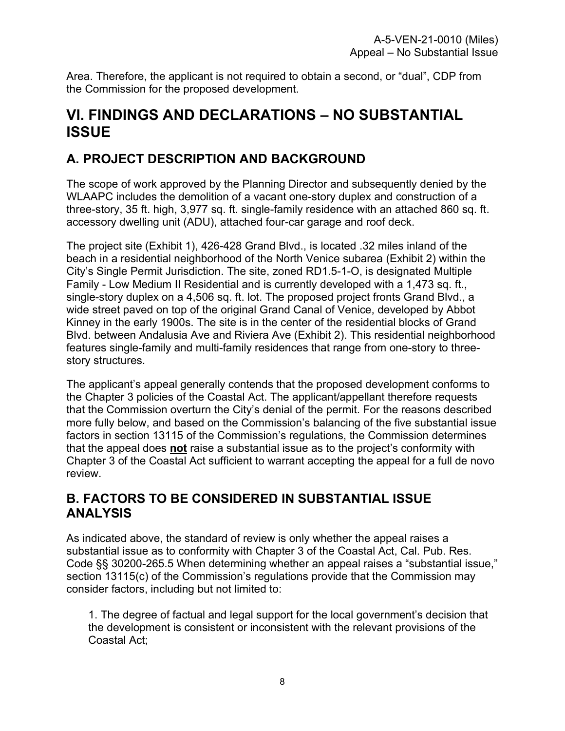Area. Therefore, the applicant is not required to obtain a second, or "dual", CDP from the Commission for the proposed development.

# VI. FINDINGS AND DECLARATIONS – NO SUBSTANTIAL ISSUE

## A. PROJECT DESCRIPTION AND BACKGROUND

The scope of work approved by the Planning Director and subsequently denied by the WLAAPC includes the demolition of a vacant one-story duplex and construction of a three-story, 35 ft. high, 3,977 sq. ft. single-family residence with an attached 860 sq. ft. accessory dwelling unit (ADU), attached four-car garage and roof deck.

The project site (Exhibit 1), 426-428 Grand Blvd., is located .32 miles inland of the beach in a residential neighborhood of the North Venice subarea (Exhibit 2) within the City's Single Permit Jurisdiction. The site, zoned RD1.5-1-O, is designated Multiple Family - Low Medium II Residential and is currently developed with a 1,473 sq. ft., single-story duplex on a 4,506 sq. ft. lot. The proposed project fronts Grand Blvd., a wide street paved on top of the original Grand Canal of Venice, developed by Abbot Kinney in the early 1900s. The site is in the center of the residential blocks of Grand Blvd. between Andalusia Ave and Riviera Ave (Exhibit 2). This residential neighborhood features single-family and multi-family residences that range from one-story to three-story structures.

The applicant's appeal generally contends that the proposed development conforms to the Chapter 3 policies of the Coastal Act. The applicant/appellant therefore requests that the Commission overturn the City's denial of the permit. For the reasons described more fully below, and based on the Commission's balancing of the five substantial issue factors in section 13115 of the Commission's regulations, the Commission determines that the appeal does **not** raise a substantial issue as to the project's conformity with Chapter 3 of the Coastal Act sufficient to warrant accepting the appeal for a full de novo review.

## B. FACTORS TO BE CONSIDERED IN SUBSTANTIAL ISSUE ANALYSIS

As indicated above, the standard of review is only whether the appeal raises a substantial issue as to conformity with Chapter 3 of the Coastal Act, Cal. Pub. Res. Code §§ 30200-265.5 When determining whether an appeal raises a "substantial issue," section 13115(c) of the Commission's regulations provide that the Commission may consider factors, including but not limited to:

1. The degree of factual and legal support for the local government's decision that the development is consistent or inconsistent with the relevant provisions of the Coastal Act;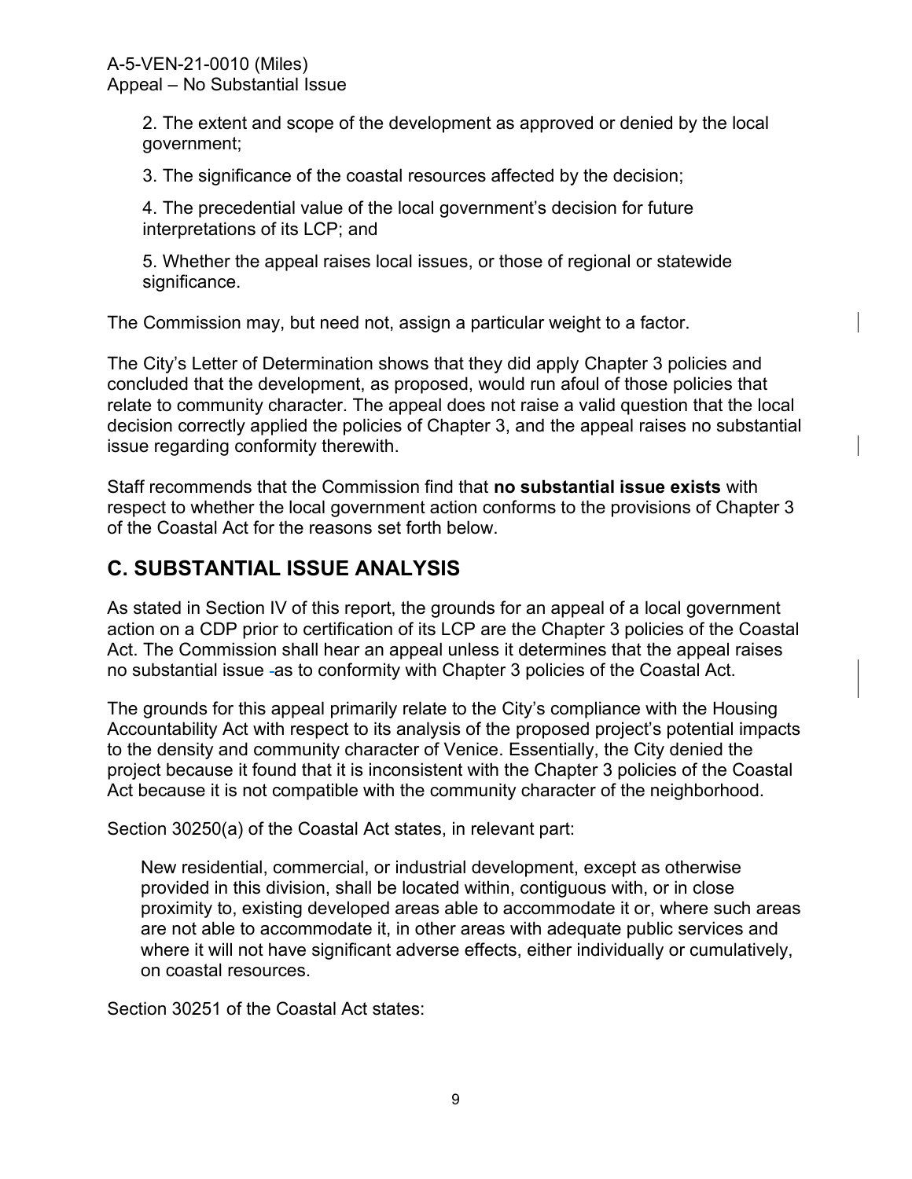2. The extent and scope of the development as approved or denied by the local government;

3. The significance of the coastal resources affected by the decision;

4. The precedential value of the local government's decision for future interpretations of its LCP; and

5. Whether the appeal raises local issues, or those of regional or statewide significance.

The Commission may, but need not, assign a particular weight to a factor.

The City's Letter of Determination shows that they did apply Chapter 3 policies and concluded that the development, as proposed, would run afoul of those policies that relate to community character. The appeal does not raise a valid question that the local decision correctly applied the policies of Chapter 3, and the appeal raises no substantial issue regarding conformity therewith.

Staff recommends that the Commission find that **no substantial issue exists** with respect to whether the local government action conforms to the provisions of Chapter 3 of the Coastal Act for the reasons set forth below.

## C. SUBSTANTIAL ISSUE ANALYSIS

As stated in Section IV of this report, the grounds for an appeal of a local government action on a CDP prior to certification of its LCP are the Chapter 3 policies of the Coastal Act. The Commission shall hear an appeal unless it determines that the appeal raises no substantial issue as to conformity with Chapter 3 policies of the Coastal Act.

The grounds for this appeal primarily relate to the City's compliance with the Housing Accountability Act with respect to its analysis of the proposed project's potential impacts to the density and community character of Venice. Essentially, the City denied the project because it found that it is inconsistent with the Chapter 3 policies of the Coastal Act because it is not compatible with the community character of the neighborhood.

Section 30250(a) of the Coastal Act states, in relevant part:

> New residential, commercial, or industrial development, except as otherwise provided in this division, shall be located within, contiguous with, or in close proximity to, existing developed areas able to accommodate it or, where such areas are not able to accommodate it, in other areas with adequate public services and where it will not have significant adverse effects, either individually or cumulatively, on coastal resources.

Section 30251 of the Coastal Act states: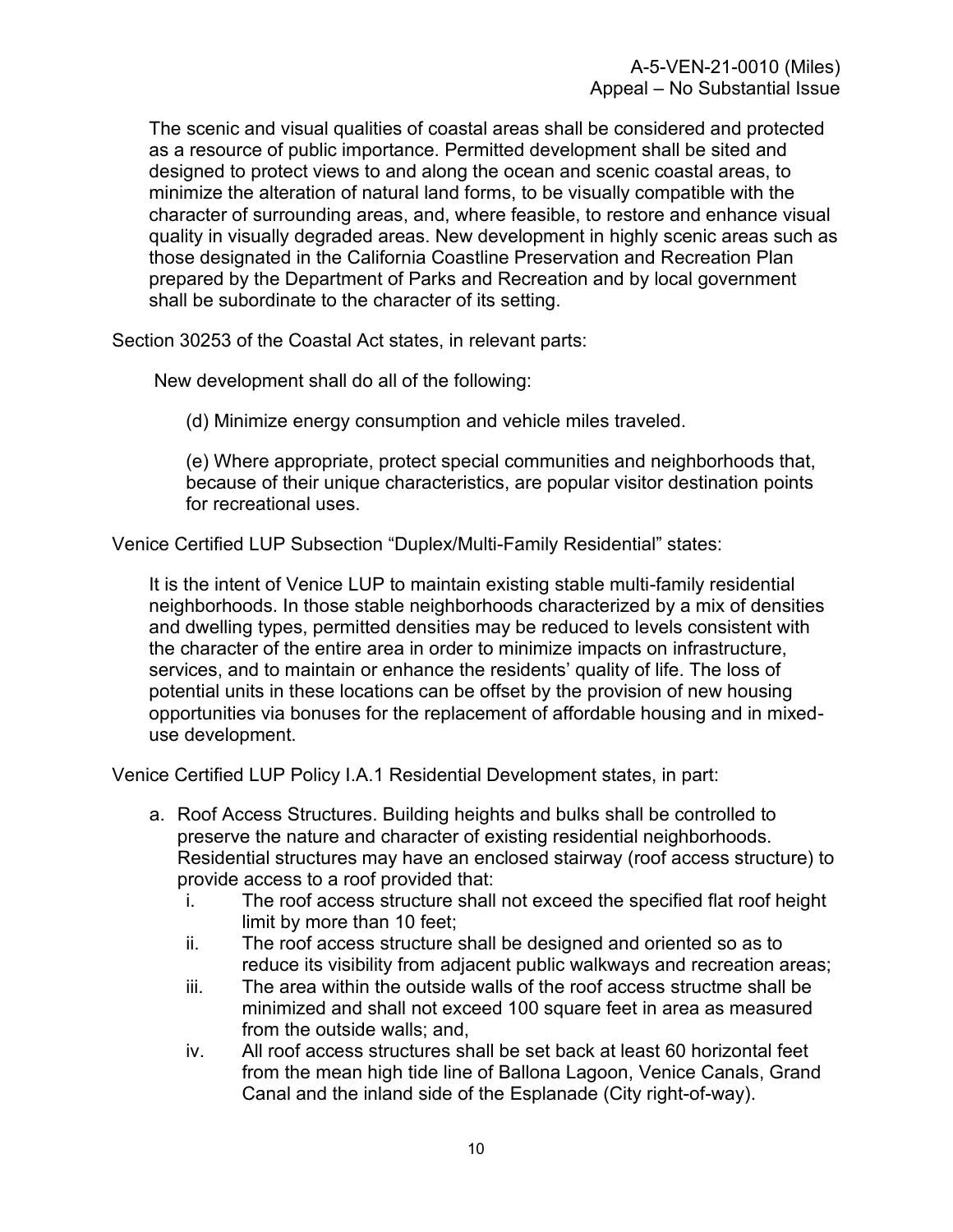The scenic and visual qualities of coastal areas shall be considered and protected as a resource of public importance. Permitted development shall be sited and designed to protect views to and along the ocean and scenic coastal areas, to minimize the alteration of natural land forms, to be visually compatible with the character of surrounding areas, and, where feasible, to restore and enhance visual quality in visually degraded areas. New development in highly scenic areas such as those designated in the California Coastline Preservation and Recreation Plan prepared by the Department of Parks and Recreation and by local government shall be subordinate to the character of its setting.

Section 30253 of the Coastal Act states, in relevant parts:

New development shall do all of the following:

(d) Minimize energy consumption and vehicle miles traveled.

(e) Where appropriate, protect special communities and neighborhoods that, because of their unique characteristics, are popular visitor destination points for recreational uses.

Venice Certified LUP Subsection "Duplex/Multi-Family Residential" states:

It is the intent of Venice LUP to maintain existing stable multi-family residential neighborhoods. In those stable neighborhoods characterized by a mix of densities and dwelling types, permitted densities may be reduced to levels consistent with the character of the entire area in order to minimize impacts on infrastructure, services, and to maintain or enhance the residents' quality of life. The loss of potential units in these locations can be offset by the provision of new housing opportunities via bonuses for the replacement of affordable housing and in mixed-use development.

Venice Certified LUP Policy I.A.1 Residential Development states, in part:

a. Roof Access Structures. Building heights and bulks shall be controlled to preserve the nature and character of existing residential neighborhoods. Residential structures may have an enclosed stairway (roof access structure) to provide access to a roof provided that:
   i. The roof access structure shall not exceed the specified flat roof height limit by more than 10 feet;
   ii. The roof access structure shall be designed and oriented so as to reduce its visibility from adjacent public walkways and recreation areas;
   iii. The area within the outside walls of the roof access structme shall be minimized and shall not exceed 100 square feet in area as measured from the outside walls; and,
   iv. All roof access structures shall be set back at least 60 horizontal feet from the mean high tide line of Ballona Lagoon, Venice Canals, Grand Canal and the inland side of the Esplanade (City right-of-way).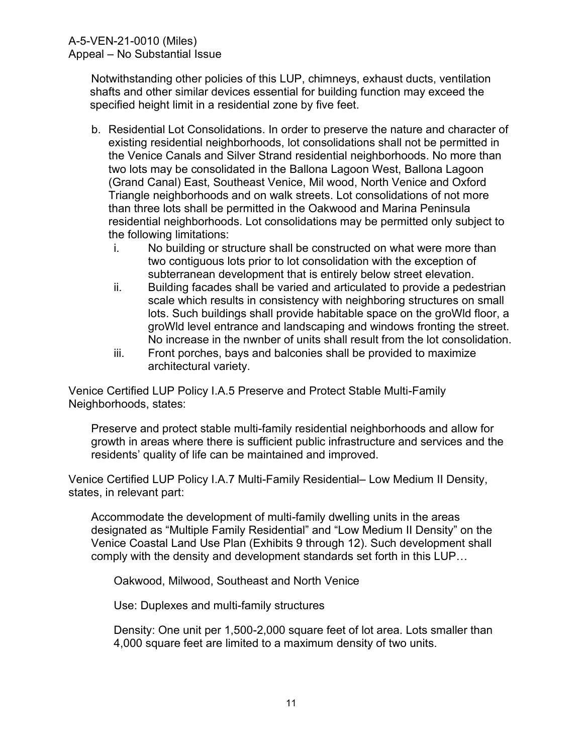Notwithstanding other policies of this LUP, chimneys, exhaust ducts, ventilation shafts and other similar devices essential for building function may exceed the specified height limit in a residential zone by five feet.

b. Residential Lot Consolidations. In order to preserve the nature and character of existing residential neighborhoods, lot consolidations shall not be permitted in the Venice Canals and Silver Strand residential neighborhoods. No more than two lots may be consolidated in the Ballona Lagoon West, Ballona Lagoon (Grand Canal) East, Southeast Venice, Mil wood, North Venice and Oxford Triangle neighborhoods and on walk streets. Lot consolidations of not more than three lots shall be permitted in the Oakwood and Marina Peninsula residential neighborhoods. Lot consolidations may be permitted only subject to the following limitations:

   i. No building or structure shall be constructed on what were more than two contiguous lots prior to lot consolidation with the exception of subterranean development that is entirely below street elevation.

   ii. Building facades shall be varied and articulated to provide a pedestrian scale which results in consistency with neighboring structures on small lots. Such buildings shall provide habitable space on the groWld floor, a groWld level entrance and landscaping and windows fronting the street. No increase in the nwnber of units shall result from the lot consolidation.

   iii. Front porches, bays and balconies shall be provided to maximize architectural variety.

Venice Certified LUP Policy I.A.5 Preserve and Protect Stable Multi-Family Neighborhoods, states:

> Preserve and protect stable multi-family residential neighborhoods and allow for growth in areas where there is sufficient public infrastructure and services and the residents' quality of life can be maintained and improved.

Venice Certified LUP Policy I.A.7 Multi-Family Residential– Low Medium II Density, states, in relevant part:

> Accommodate the development of multi-family dwelling units in the areas designated as "Multiple Family Residential" and "Low Medium II Density" on the Venice Coastal Land Use Plan (Exhibits 9 through 12). Such development shall comply with the density and development standards set forth in this LUP…
>
> Oakwood, Milwood, Southeast and North Venice
>
> Use: Duplexes and multi-family structures
>
> Density: One unit per 1,500-2,000 square feet of lot area. Lots smaller than 4,000 square feet are limited to a maximum density of two units.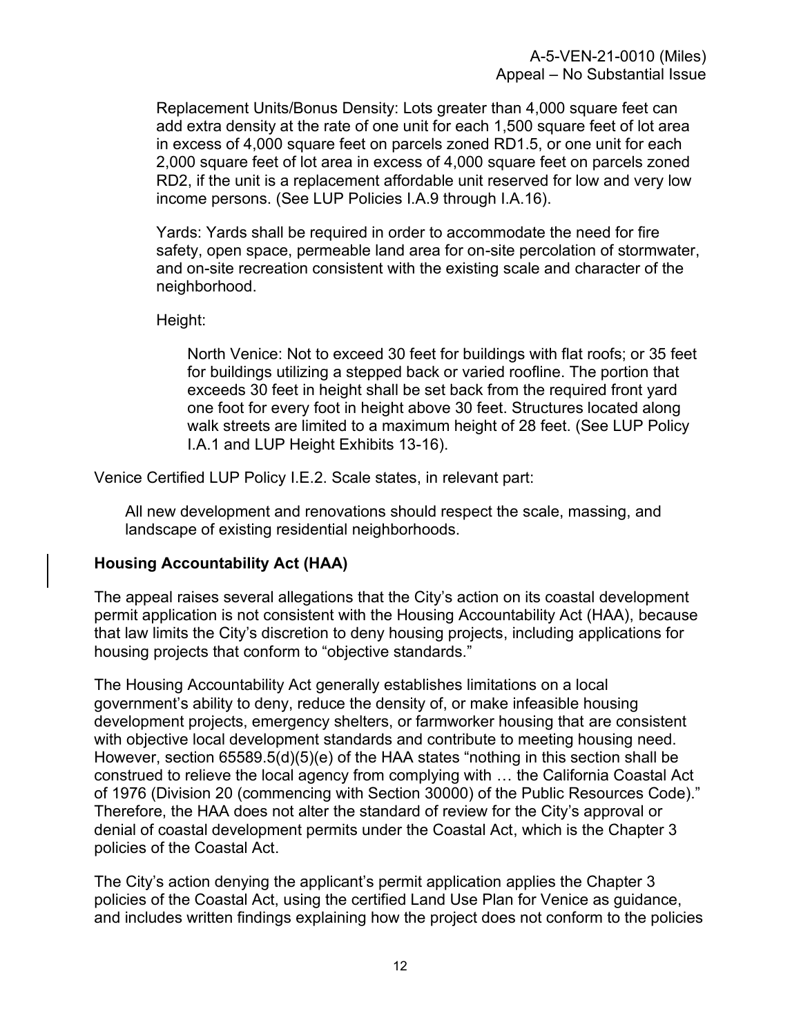Replacement Units/Bonus Density: Lots greater than 4,000 square feet can add extra density at the rate of one unit for each 1,500 square feet of lot area in excess of 4,000 square feet on parcels zoned RD1.5, or one unit for each 2,000 square feet of lot area in excess of 4,000 square feet on parcels zoned RD2, if the unit is a replacement affordable unit reserved for low and very low income persons. (See LUP Policies I.A.9 through I.A.16).

Yards: Yards shall be required in order to accommodate the need for fire safety, open space, permeable land area for on-site percolation of stormwater, and on-site recreation consistent with the existing scale and character of the neighborhood.

Height:

North Venice: Not to exceed 30 feet for buildings with flat roofs; or 35 feet for buildings utilizing a stepped back or varied roofline. The portion that exceeds 30 feet in height shall be set back from the required front yard one foot for every foot in height above 30 feet. Structures located along walk streets are limited to a maximum height of 28 feet. (See LUP Policy I.A.1 and LUP Height Exhibits 13-16).

Venice Certified LUP Policy I.E.2. Scale states, in relevant part:

All new development and renovations should respect the scale, massing, and landscape of existing residential neighborhoods.

## Housing Accountability Act (HAA)

The appeal raises several allegations that the City's action on its coastal development permit application is not consistent with the Housing Accountability Act (HAA), because that law limits the City's discretion to deny housing projects, including applications for housing projects that conform to "objective standards."

The Housing Accountability Act generally establishes limitations on a local government's ability to deny, reduce the density of, or make infeasible housing development projects, emergency shelters, or farmworker housing that are consistent with objective local development standards and contribute to meeting housing need. However, section 65589.5(d)(5)(e) of the HAA states "nothing in this section shall be construed to relieve the local agency from complying with … the California Coastal Act of 1976 (Division 20 (commencing with Section 30000) of the Public Resources Code)." Therefore, the HAA does not alter the standard of review for the City's approval or denial of coastal development permits under the Coastal Act, which is the Chapter 3 policies of the Coastal Act.

The City's action denying the applicant's permit application applies the Chapter 3 policies of the Coastal Act, using the certified Land Use Plan for Venice as guidance, and includes written findings explaining how the project does not conform to the policies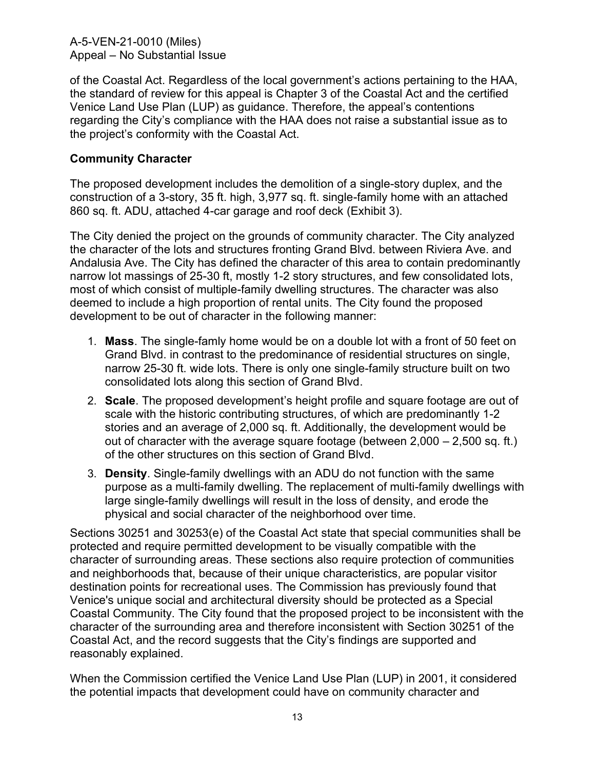of the Coastal Act. Regardless of the local government's actions pertaining to the HAA, the standard of review for this appeal is Chapter 3 of the Coastal Act and the certified Venice Land Use Plan (LUP) as guidance. Therefore, the appeal's contentions regarding the City's compliance with the HAA does not raise a substantial issue as to the project's conformity with the Coastal Act.

**Community Character**

The proposed development includes the demolition of a single-story duplex, and the construction of a 3-story, 35 ft. high, 3,977 sq. ft. single-family home with an attached 860 sq. ft. ADU, attached 4-car garage and roof deck (Exhibit 3).

The City denied the project on the grounds of community character. The City analyzed the character of the lots and structures fronting Grand Blvd. between Riviera Ave. and Andalusia Ave. The City has defined the character of this area to contain predominantly narrow lot massings of 25-30 ft, mostly 1-2 story structures, and few consolidated lots, most of which consist of multiple-family dwelling structures. The character was also deemed to include a high proportion of rental units. The City found the proposed development to be out of character in the following manner:

1. **Mass**. The single-famly home would be on a double lot with a front of 50 feet on Grand Blvd. in contrast to the predominance of residential structures on single, narrow 25-30 ft. wide lots. There is only one single-family structure built on two consolidated lots along this section of Grand Blvd.
2. **Scale**. The proposed development's height profile and square footage are out of scale with the historic contributing structures, of which are predominantly 1-2 stories and an average of 2,000 sq. ft. Additionally, the development would be out of character with the average square footage (between 2,000 – 2,500 sq. ft.) of the other structures on this section of Grand Blvd.
3. **Density**. Single-family dwellings with an ADU do not function with the same purpose as a multi-family dwelling. The replacement of multi-family dwellings with large single-family dwellings will result in the loss of density, and erode the physical and social character of the neighborhood over time.

Sections 30251 and 30253(e) of the Coastal Act state that special communities shall be protected and require permitted development to be visually compatible with the character of surrounding areas. These sections also require protection of communities and neighborhoods that, because of their unique characteristics, are popular visitor destination points for recreational uses. The Commission has previously found that Venice's unique social and architectural diversity should be protected as a Special Coastal Community. The City found that the proposed project to be inconsistent with the character of the surrounding area and therefore inconsistent with Section 30251 of the Coastal Act, and the record suggests that the City's findings are supported and reasonably explained.

When the Commission certified the Venice Land Use Plan (LUP) in 2001, it considered the potential impacts that development could have on community character and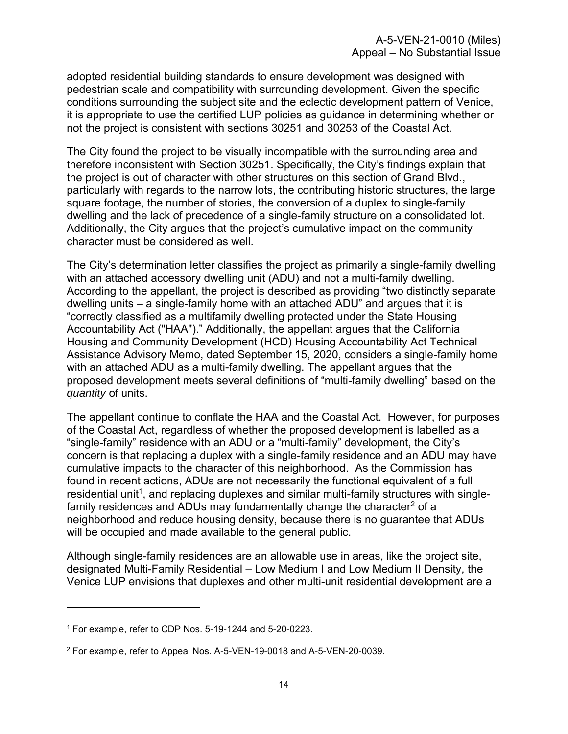adopted residential building standards to ensure development was designed with pedestrian scale and compatibility with surrounding development. Given the specific conditions surrounding the subject site and the eclectic development pattern of Venice, it is appropriate to use the certified LUP policies as guidance in determining whether or not the project is consistent with sections 30251 and 30253 of the Coastal Act.

The City found the project to be visually incompatible with the surrounding area and therefore inconsistent with Section 30251. Specifically, the City's findings explain that the project is out of character with other structures on this section of Grand Blvd., particularly with regards to the narrow lots, the contributing historic structures, the large square footage, the number of stories, the conversion of a duplex to single-family dwelling and the lack of precedence of a single-family structure on a consolidated lot. Additionally, the City argues that the project's cumulative impact on the community character must be considered as well.

The City's determination letter classifies the project as primarily a single-family dwelling with an attached accessory dwelling unit (ADU) and not a multi-family dwelling. According to the appellant, the project is described as providing "two distinctly separate dwelling units – a single-family home with an attached ADU" and argues that it is "correctly classified as a multifamily dwelling protected under the State Housing Accountability Act ("HAA")." Additionally, the appellant argues that the California Housing and Community Development (HCD) Housing Accountability Act Technical Assistance Advisory Memo, dated September 15, 2020, considers a single-family home with an attached ADU as a multi-family dwelling. The appellant argues that the proposed development meets several definitions of "multi-family dwelling" based on the *quantity* of units.

The appellant continue to conflate the HAA and the Coastal Act. However, for purposes of the Coastal Act, regardless of whether the proposed development is labelled as a "single-family" residence with an ADU or a "multi-family" development, the City's concern is that replacing a duplex with a single-family residence and an ADU may have cumulative impacts to the character of this neighborhood. As the Commission has found in recent actions, ADUs are not necessarily the functional equivalent of a full residential unit[1], and replacing duplexes and similar multi-family structures with single-family residences and ADUs may fundamentally change the character[2] of a neighborhood and reduce housing density, because there is no guarantee that ADUs will be occupied and made available to the general public.

Although single-family residences are an allowable use in areas, like the project site, designated Multi-Family Residential – Low Medium I and Low Medium II Density, the Venice LUP envisions that duplexes and other multi-unit residential development are a

---

[1] For example, refer to CDP Nos. 5-19-1244 and 5-20-0223.

[2] For example, refer to Appeal Nos. A-5-VEN-19-0018 and A-5-VEN-20-0039.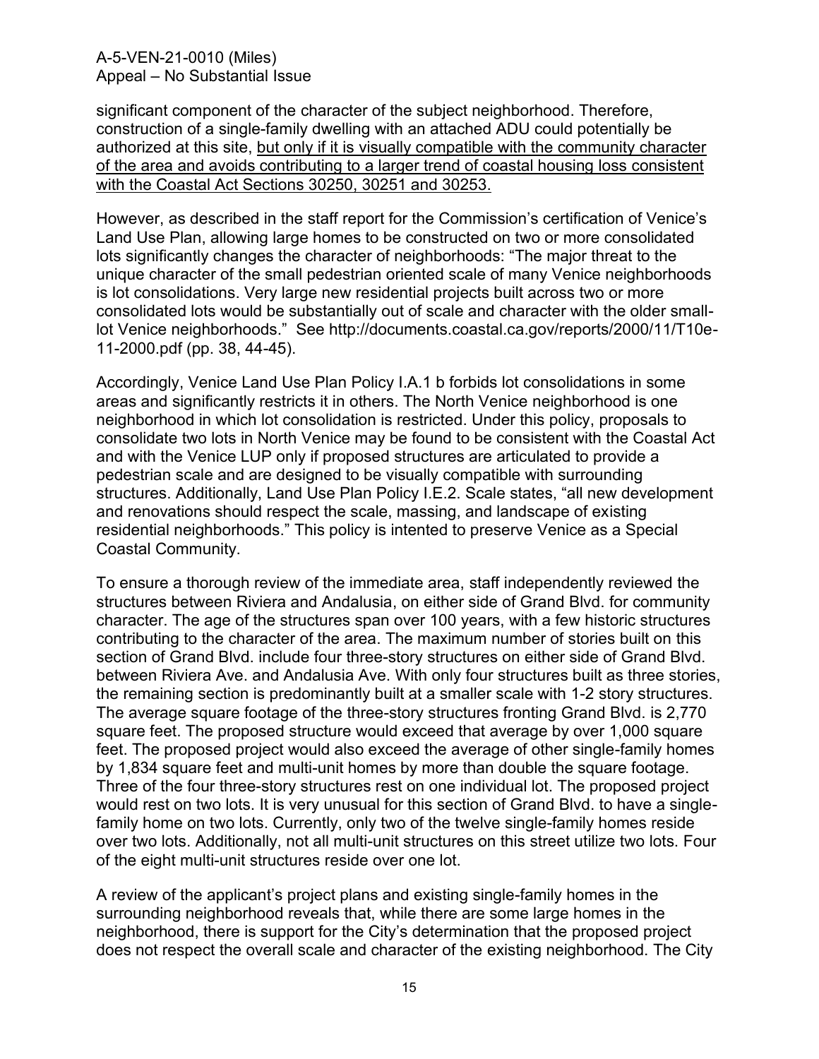significant component of the character of the subject neighborhood. Therefore, construction of a single-family dwelling with an attached ADU could potentially be authorized at this site, <u>but only if it is visually compatible with the community character of the area and avoids contributing to a larger trend of coastal housing loss consistent with the Coastal Act Sections 30250, 30251 and 30253.</u>

However, as described in the staff report for the Commission's certification of Venice's Land Use Plan, allowing large homes to be constructed on two or more consolidated lots significantly changes the character of neighborhoods: "The major threat to the unique character of the small pedestrian oriented scale of many Venice neighborhoods is lot consolidations. Very large new residential projects built across two or more consolidated lots would be substantially out of scale and character with the older small-lot Venice neighborhoods." See http://documents.coastal.ca.gov/reports/2000/11/T10e-11-2000.pdf (pp. 38, 44-45).

Accordingly, Venice Land Use Plan Policy I.A.1 b forbids lot consolidations in some areas and significantly restricts it in others. The North Venice neighborhood is one neighborhood in which lot consolidation is restricted. Under this policy, proposals to consolidate two lots in North Venice may be found to be consistent with the Coastal Act and with the Venice LUP only if proposed structures are articulated to provide a pedestrian scale and are designed to be visually compatible with surrounding structures. Additionally, Land Use Plan Policy I.E.2. Scale states, "all new development and renovations should respect the scale, massing, and landscape of existing residential neighborhoods." This policy is intented to preserve Venice as a Special Coastal Community.

To ensure a thorough review of the immediate area, staff independently reviewed the structures between Riviera and Andalusia, on either side of Grand Blvd. for community character. The age of the structures span over 100 years, with a few historic structures contributing to the character of the area. The maximum number of stories built on this section of Grand Blvd. include four three-story structures on either side of Grand Blvd. between Riviera Ave. and Andalusia Ave. With only four structures built as three stories, the remaining section is predominantly built at a smaller scale with 1-2 story structures. The average square footage of the three-story structures fronting Grand Blvd. is 2,770 square feet. The proposed structure would exceed that average by over 1,000 square feet. The proposed project would also exceed the average of other single-family homes by 1,834 square feet and multi-unit homes by more than double the square footage. Three of the four three-story structures rest on one individual lot. The proposed project would rest on two lots. It is very unusual for this section of Grand Blvd. to have a single-family home on two lots. Currently, only two of the twelve single-family homes reside over two lots. Additionally, not all multi-unit structures on this street utilize two lots. Four of the eight multi-unit structures reside over one lot.

A review of the applicant's project plans and existing single-family homes in the surrounding neighborhood reveals that, while there are some large homes in the neighborhood, there is support for the City's determination that the proposed project does not respect the overall scale and character of the existing neighborhood. The City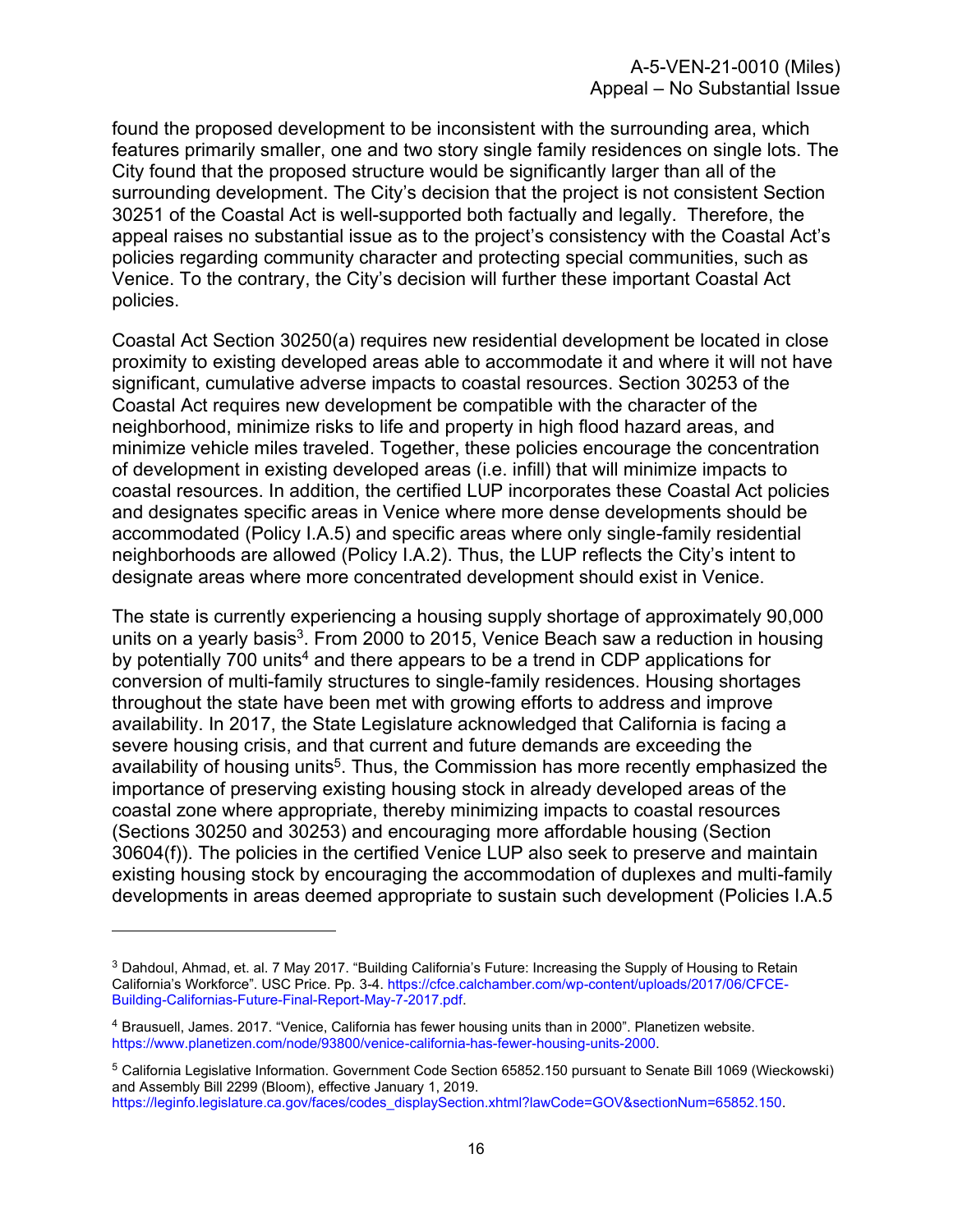found the proposed development to be inconsistent with the surrounding area, which features primarily smaller, one and two story single family residences on single lots. The City found that the proposed structure would be significantly larger than all of the surrounding development. The City's decision that the project is not consistent Section 30251 of the Coastal Act is well-supported both factually and legally. Therefore, the appeal raises no substantial issue as to the project's consistency with the Coastal Act's policies regarding community character and protecting special communities, such as Venice. To the contrary, the City's decision will further these important Coastal Act policies.

Coastal Act Section 30250(a) requires new residential development be located in close proximity to existing developed areas able to accommodate it and where it will not have significant, cumulative adverse impacts to coastal resources. Section 30253 of the Coastal Act requires new development be compatible with the character of the neighborhood, minimize risks to life and property in high flood hazard areas, and minimize vehicle miles traveled. Together, these policies encourage the concentration of development in existing developed areas (i.e. infill) that will minimize impacts to coastal resources. In addition, the certified LUP incorporates these Coastal Act policies and designates specific areas in Venice where more dense developments should be accommodated (Policy I.A.5) and specific areas where only single-family residential neighborhoods are allowed (Policy I.A.2). Thus, the LUP reflects the City's intent to designate areas where more concentrated development should exist in Venice.

The state is currently experiencing a housing supply shortage of approximately 90,000 units on a yearly basis[3]. From 2000 to 2015, Venice Beach saw a reduction in housing by potentially 700 units[4] and there appears to be a trend in CDP applications for conversion of multi-family structures to single-family residences. Housing shortages throughout the state have been met with growing efforts to address and improve availability. In 2017, the State Legislature acknowledged that California is facing a severe housing crisis, and that current and future demands are exceeding the availability of housing units[5]. Thus, the Commission has more recently emphasized the importance of preserving existing housing stock in already developed areas of the coastal zone where appropriate, thereby minimizing impacts to coastal resources (Sections 30250 and 30253) and encouraging more affordable housing (Section 30604(f)). The policies in the certified Venice LUP also seek to preserve and maintain existing housing stock by encouraging the accommodation of duplexes and multi-family developments in areas deemed appropriate to sustain such development (Policies I.A.5

---

[3] Dahdoul, Ahmad, et. al. 7 May 2017. "Building California's Future: Increasing the Supply of Housing to Retain California's Workforce". USC Price. Pp. 3-4. https://cfce.calchamber.com/wp-content/uploads/2017/06/CFCE-Building-Californias-Future-Final-Report-May-7-2017.pdf.

[4] Brausuell, James. 2017. "Venice, California has fewer housing units than in 2000". Planetizen website. https://www.planetizen.com/node/93800/venice-california-has-fewer-housing-units-2000.

[5] California Legislative Information. Government Code Section 65852.150 pursuant to Senate Bill 1069 (Wieckowski) and Assembly Bill 2299 (Bloom), effective January 1, 2019. https://leginfo.legislature.ca.gov/faces/codes_displaySection.xhtml?lawCode=GOV&sectionNum=65852.150.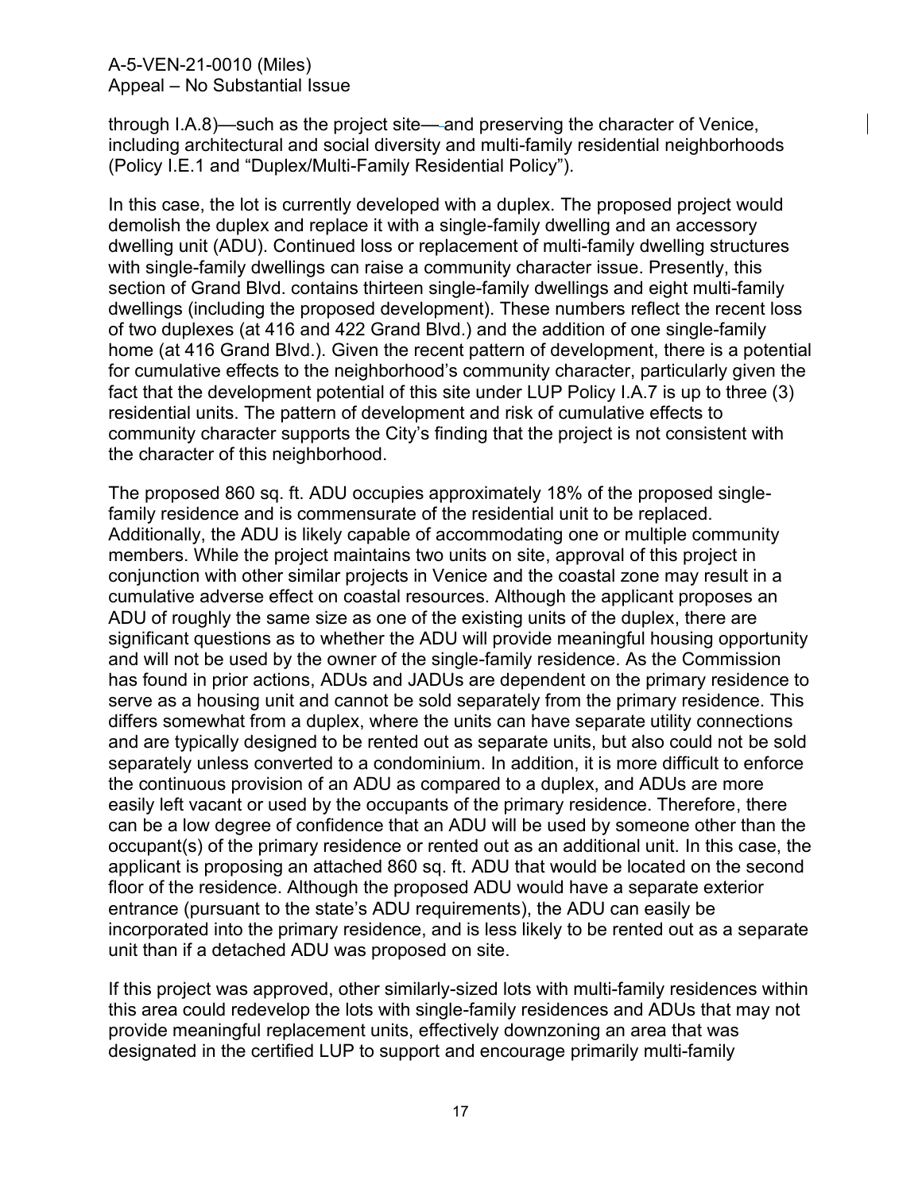through I.A.8)—such as the project site—and preserving the character of Venice, including architectural and social diversity and multi-family residential neighborhoods (Policy I.E.1 and "Duplex/Multi-Family Residential Policy").

In this case, the lot is currently developed with a duplex. The proposed project would demolish the duplex and replace it with a single-family dwelling and an accessory dwelling unit (ADU). Continued loss or replacement of multi-family dwelling structures with single-family dwellings can raise a community character issue. Presently, this section of Grand Blvd. contains thirteen single-family dwellings and eight multi-family dwellings (including the proposed development). These numbers reflect the recent loss of two duplexes (at 416 and 422 Grand Blvd.) and the addition of one single-family home (at 416 Grand Blvd.). Given the recent pattern of development, there is a potential for cumulative effects to the neighborhood's community character, particularly given the fact that the development potential of this site under LUP Policy I.A.7 is up to three (3) residential units. The pattern of development and risk of cumulative effects to community character supports the City's finding that the project is not consistent with the character of this neighborhood.

The proposed 860 sq. ft. ADU occupies approximately 18% of the proposed single-family residence and is commensurate of the residential unit to be replaced. Additionally, the ADU is likely capable of accommodating one or multiple community members. While the project maintains two units on site, approval of this project in conjunction with other similar projects in Venice and the coastal zone may result in a cumulative adverse effect on coastal resources. Although the applicant proposes an ADU of roughly the same size as one of the existing units of the duplex, there are significant questions as to whether the ADU will provide meaningful housing opportunity and will not be used by the owner of the single-family residence. As the Commission has found in prior actions, ADUs and JADUs are dependent on the primary residence to serve as a housing unit and cannot be sold separately from the primary residence. This differs somewhat from a duplex, where the units can have separate utility connections and are typically designed to be rented out as separate units, but also could not be sold separately unless converted to a condominium. In addition, it is more difficult to enforce the continuous provision of an ADU as compared to a duplex, and ADUs are more easily left vacant or used by the occupants of the primary residence. Therefore, there can be a low degree of confidence that an ADU will be used by someone other than the occupant(s) of the primary residence or rented out as an additional unit. In this case, the applicant is proposing an attached 860 sq. ft. ADU that would be located on the second floor of the residence. Although the proposed ADU would have a separate exterior entrance (pursuant to the state's ADU requirements), the ADU can easily be incorporated into the primary residence, and is less likely to be rented out as a separate unit than if a detached ADU was proposed on site.

If this project was approved, other similarly-sized lots with multi-family residences within this area could redevelop the lots with single-family residences and ADUs that may not provide meaningful replacement units, effectively downzoning an area that was designated in the certified LUP to support and encourage primarily multi-family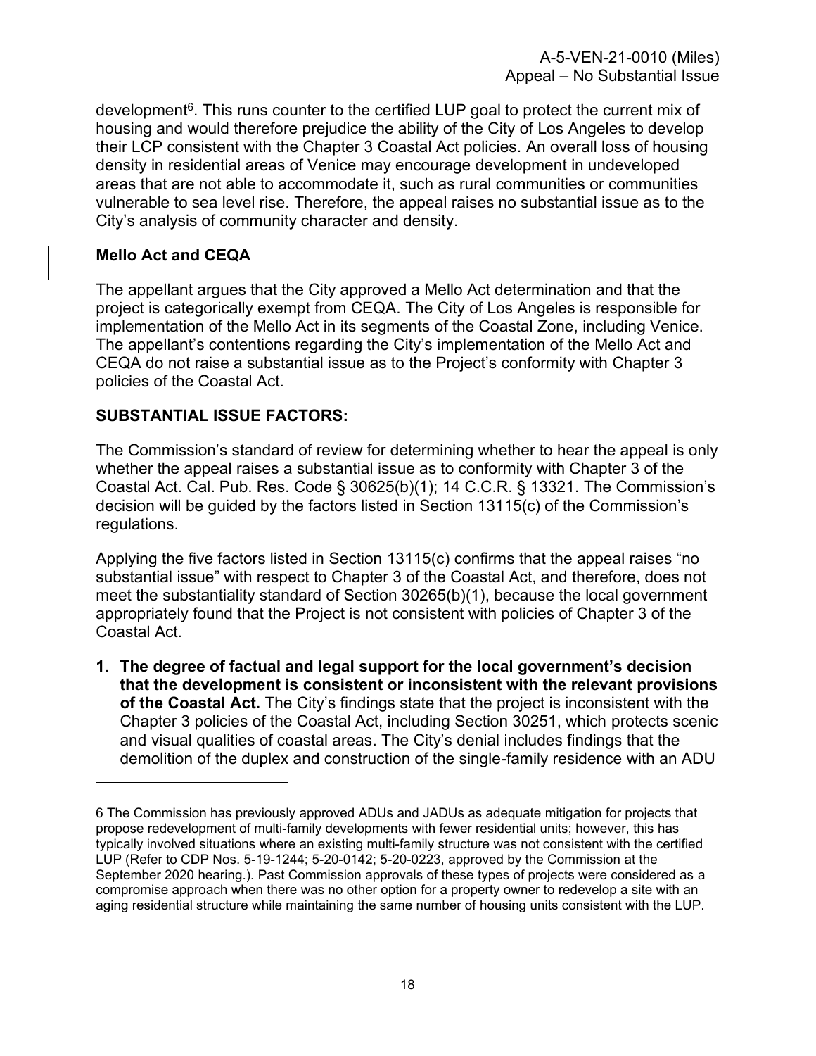development[6]. This runs counter to the certified LUP goal to protect the current mix of housing and would therefore prejudice the ability of the City of Los Angeles to develop their LCP consistent with the Chapter 3 Coastal Act policies. An overall loss of housing density in residential areas of Venice may encourage development in undeveloped areas that are not able to accommodate it, such as rural communities or communities vulnerable to sea level rise. Therefore, the appeal raises no substantial issue as to the City's analysis of community character and density.

**Mello Act and CEQA**

The appellant argues that the City approved a Mello Act determination and that the project is categorically exempt from CEQA. The City of Los Angeles is responsible for implementation of the Mello Act in its segments of the Coastal Zone, including Venice. The appellant's contentions regarding the City's implementation of the Mello Act and CEQA do not raise a substantial issue as to the Project's conformity with Chapter 3 policies of the Coastal Act.

**SUBSTANTIAL ISSUE FACTORS:**

The Commission's standard of review for determining whether to hear the appeal is only whether the appeal raises a substantial issue as to conformity with Chapter 3 of the Coastal Act. Cal. Pub. Res. Code § 30625(b)(1); 14 C.C.R. § 13321. The Commission's decision will be guided by the factors listed in Section 13115(c) of the Commission's regulations.

Applying the five factors listed in Section 13115(c) confirms that the appeal raises "no substantial issue" with respect to Chapter 3 of the Coastal Act, and therefore, does not meet the substantiality standard of Section 30265(b)(1), because the local government appropriately found that the Project is not consistent with policies of Chapter 3 of the Coastal Act.

1. **The degree of factual and legal support for the local government's decision that the development is consistent or inconsistent with the relevant provisions of the Coastal Act.** The City's findings state that the project is inconsistent with the Chapter 3 policies of the Coastal Act, including Section 30251, which protects scenic and visual qualities of coastal areas. The City's denial includes findings that the demolition of the duplex and construction of the single-family residence with an ADU

---

6 The Commission has previously approved ADUs and JADUs as adequate mitigation for projects that propose redevelopment of multi-family developments with fewer residential units; however, this has typically involved situations where an existing multi-family structure was not consistent with the certified LUP (Refer to CDP Nos. 5-19-1244; 5-20-0142; 5-20-0223, approved by the Commission at the September 2020 hearing.). Past Commission approvals of these types of projects were considered as a compromise approach when there was no other option for a property owner to redevelop a site with an aging residential structure while maintaining the same number of housing units consistent with the LUP.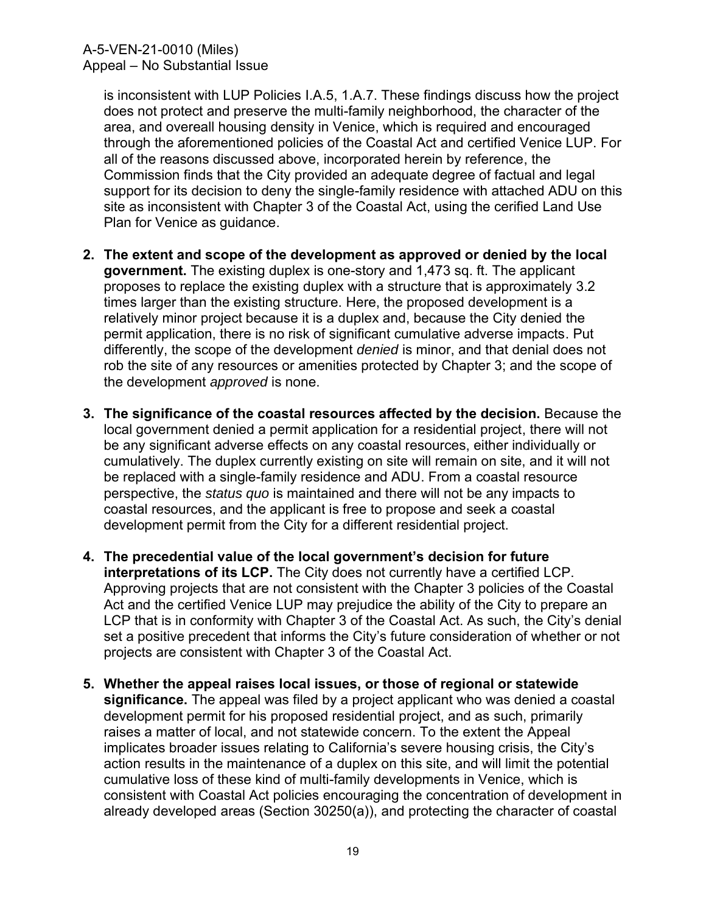is inconsistent with LUP Policies I.A.5, 1.A.7. These findings discuss how the project does not protect and preserve the multi-family neighborhood, the character of the area, and overeall housing density in Venice, which is required and encouraged through the aforementioned policies of the Coastal Act and certified Venice LUP. For all of the reasons discussed above, incorporated herein by reference, the Commission finds that the City provided an adequate degree of factual and legal support for its decision to deny the single-family residence with attached ADU on this site as inconsistent with Chapter 3 of the Coastal Act, using the cerified Land Use Plan for Venice as guidance.

2. **The extent and scope of the development as approved or denied by the local government.** The existing duplex is one-story and 1,473 sq. ft. The applicant proposes to replace the existing duplex with a structure that is approximately 3.2 times larger than the existing structure. Here, the proposed development is a relatively minor project because it is a duplex and, because the City denied the permit application, there is no risk of significant cumulative adverse impacts. Put differently, the scope of the development *denied* is minor, and that denial does not rob the site of any resources or amenities protected by Chapter 3; and the scope of the development *approved* is none.

3. **The significance of the coastal resources affected by the decision.** Because the local government denied a permit application for a residential project, there will not be any significant adverse effects on any coastal resources, either individually or cumulatively. The duplex currently existing on site will remain on site, and it will not be replaced with a single-family residence and ADU. From a coastal resource perspective, the *status quo* is maintained and there will not be any impacts to coastal resources, and the applicant is free to propose and seek a coastal development permit from the City for a different residential project.

4. **The precedential value of the local government's decision for future interpretations of its LCP.** The City does not currently have a certified LCP. Approving projects that are not consistent with the Chapter 3 policies of the Coastal Act and the certified Venice LUP may prejudice the ability of the City to prepare an LCP that is in conformity with Chapter 3 of the Coastal Act. As such, the City's denial set a positive precedent that informs the City's future consideration of whether or not projects are consistent with Chapter 3 of the Coastal Act.

5. **Whether the appeal raises local issues, or those of regional or statewide significance.** The appeal was filed by a project applicant who was denied a coastal development permit for his proposed residential project, and as such, primarily raises a matter of local, and not statewide concern. To the extent the Appeal implicates broader issues relating to California's severe housing crisis, the City's action results in the maintenance of a duplex on this site, and will limit the potential cumulative loss of these kind of multi-family developments in Venice, which is consistent with Coastal Act policies encouraging the concentration of development in already developed areas (Section 30250(a)), and protecting the character of coastal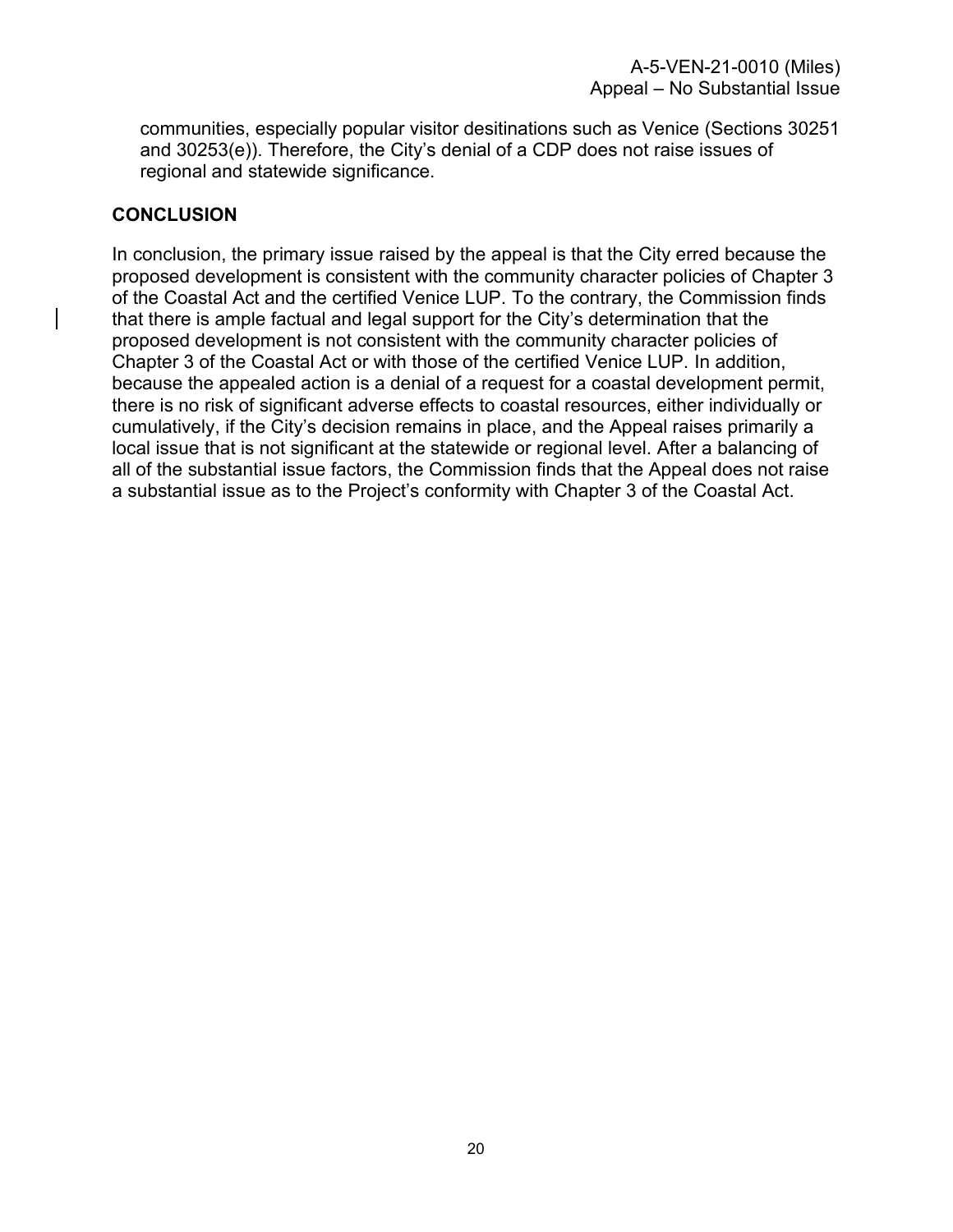communities, especially popular visitor desitinations such as Venice (Sections 30251 and 30253(e)). Therefore, the City's denial of a CDP does not raise issues of regional and statewide significance.

## CONCLUSION

In conclusion, the primary issue raised by the appeal is that the City erred because the proposed development is consistent with the community character policies of Chapter 3 of the Coastal Act and the certified Venice LUP. To the contrary, the Commission finds that there is ample factual and legal support for the City's determination that the proposed development is not consistent with the community character policies of Chapter 3 of the Coastal Act or with those of the certified Venice LUP. In addition, because the appealed action is a denial of a request for a coastal development permit, there is no risk of significant adverse effects to coastal resources, either individually or cumulatively, if the City's decision remains in place, and the Appeal raises primarily a local issue that is not significant at the statewide or regional level. After a balancing of all of the substantial issue factors, the Commission finds that the Appeal does not raise a substantial issue as to the Project's conformity with Chapter 3 of the Coastal Act.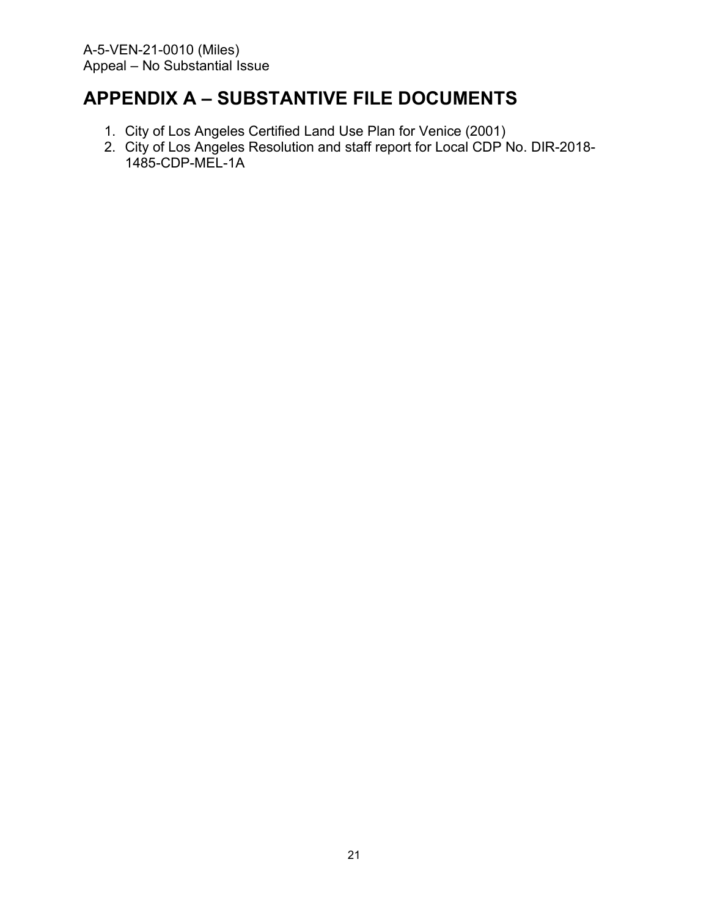# APPENDIX A – SUBSTANTIVE FILE DOCUMENTS

1. City of Los Angeles Certified Land Use Plan for Venice (2001)
2. City of Los Angeles Resolution and staff report for Local CDP No. DIR-2018-1485-CDP-MEL-1A